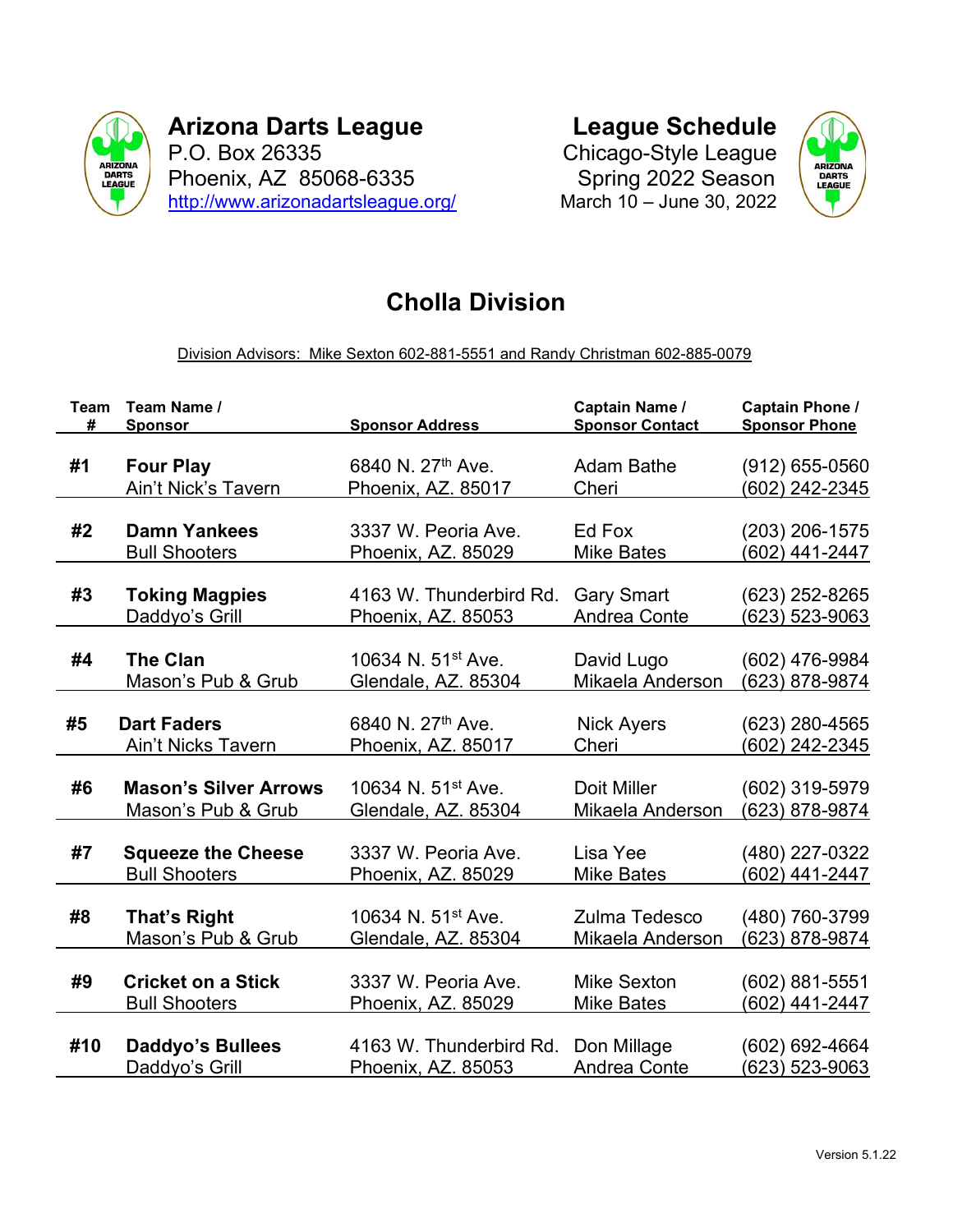# Arizona Darts League

P.O. Box 26335
Phoenix, AZ 85068-6335
http://www.arizonadartsleague.org/

# League Schedule

Chicago-Style League
Spring 2022 Season
March 10 – June 30, 2022

## Cholla Division

Division Advisors: Mike Sexton 602-881-5551 and Randy Christman 602-885-0079

| Team # | Team Name / Sponsor | Sponsor Address | Captain Name / Sponsor Contact | Captain Phone / Sponsor Phone |
|---|---|---|---|---|
| #1 | **Four Play**<br>Ain't Nick's Tavern | 6840 N. 27th Ave.<br>Phoenix, AZ. 85017 | Adam Bathe<br>Cheri | (912) 655-0560<br>(602) 242-2345 |
| #2 | **Damn Yankees**<br>Bull Shooters | 3337 W. Peoria Ave.<br>Phoenix, AZ. 85029 | Ed Fox<br>Mike Bates | (203) 206-1575<br>(602) 441-2447 |
| #3 | **Toking Magpies**<br>Daddyo's Grill | 4163 W. Thunderbird Rd.<br>Phoenix, AZ. 85053 | Gary Smart<br>Andrea Conte | (623) 252-8265<br>(623) 523-9063 |
| #4 | **The Clan**<br>Mason's Pub & Grub | 10634 N. 51st Ave.<br>Glendale, AZ. 85304 | David Lugo<br>Mikaela Anderson | (602) 476-9984<br>(623) 878-9874 |
| #5 | **Dart Faders**<br>Ain't Nicks Tavern | 6840 N. 27th Ave.<br>Phoenix, AZ. 85017 | Nick Ayers<br>Cheri | (623) 280-4565<br>(602) 242-2345 |
| #6 | **Mason's Silver Arrows**<br>Mason's Pub & Grub | 10634 N. 51st Ave.<br>Glendale, AZ. 85304 | Doit Miller<br>Mikaela Anderson | (602) 319-5979<br>(623) 878-9874 |
| #7 | **Squeeze the Cheese**<br>Bull Shooters | 3337 W. Peoria Ave.<br>Phoenix, AZ. 85029 | Lisa Yee<br>Mike Bates | (480) 227-0322<br>(602) 441-2447 |
| #8 | **That's Right**<br>Mason's Pub & Grub | 10634 N. 51st Ave.<br>Glendale, AZ. 85304 | Zulma Tedesco<br>Mikaela Anderson | (480) 760-3799<br>(623) 878-9874 |
| #9 | **Cricket on a Stick**<br>Bull Shooters | 3337 W. Peoria Ave.<br>Phoenix, AZ. 85029 | Mike Sexton<br>Mike Bates | (602) 881-5551<br>(602) 441-2447 |
| #10 | **Daddyo's Bullees**<br>Daddyo's Grill | 4163 W. Thunderbird Rd.<br>Phoenix, AZ. 85053 | Don Millage<br>Andrea Conte | (602) 692-4664<br>(623) 523-9063 |

Version 5.1.22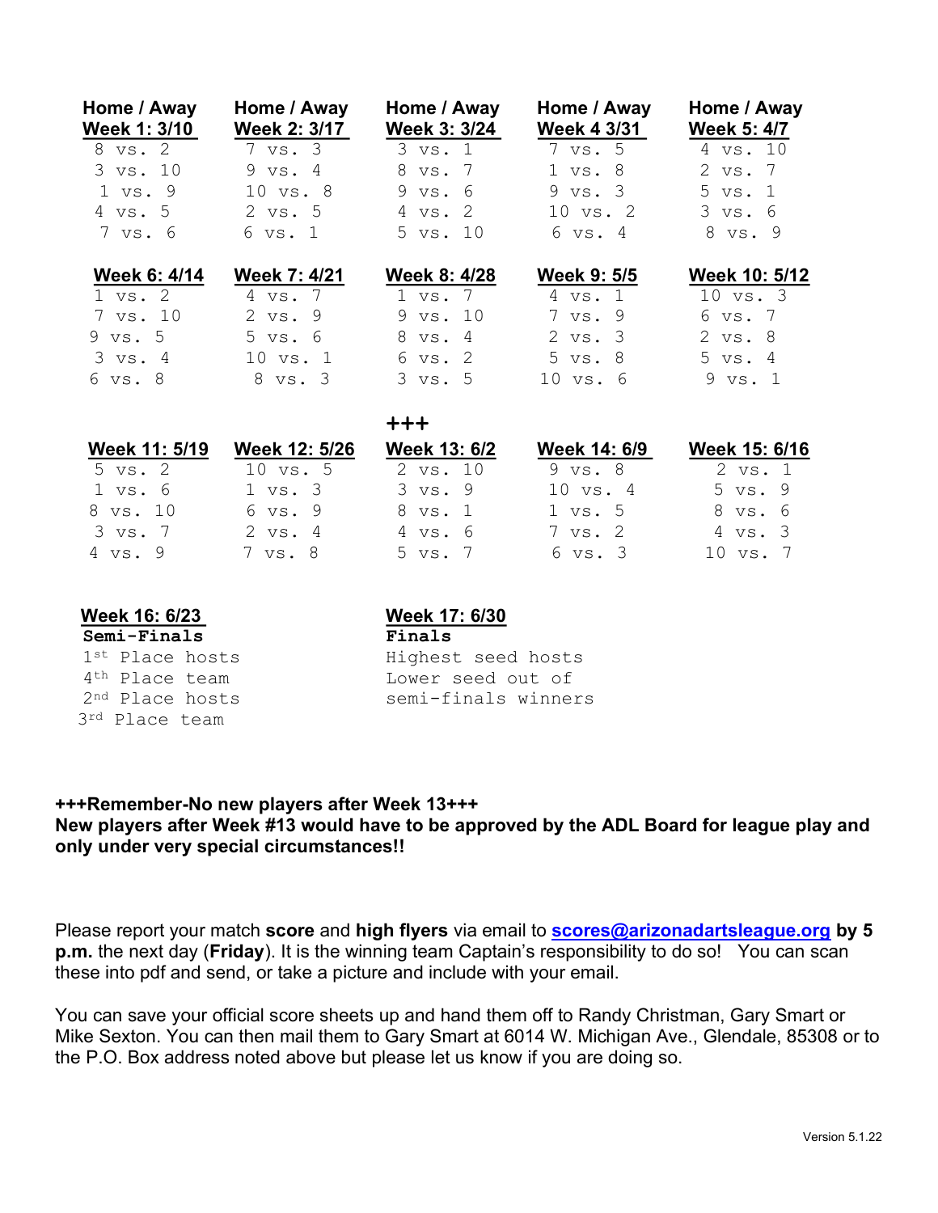| Home / Away Week 1: 3/10 | Home / Away Week 2: 3/17 | Home / Away Week 3: 3/24 | Home / Away Week 4 3/31 | Home / Away Week 5: 4/7 |
|---|---|---|---|---|
| 8 vs. 2 | 7 vs. 3 | 3 vs. 1 | 7 vs. 5 | 4 vs. 10 |
| 3 vs. 10 | 9 vs. 4 | 8 vs. 7 | 1 vs. 8 | 2 vs. 7 |
| 1 vs. 9 | 10 vs. 8 | 9 vs. 6 | 9 vs. 3 | 5 vs. 1 |
| 4 vs. 5 | 2 vs. 5 | 4 vs. 2 | 10 vs. 2 | 3 vs. 6 |
| 7 vs. 6 | 6 vs. 1 | 5 vs. 10 | 6 vs. 4 | 8 vs. 9 |

| Week 6: 4/14 | Week 7: 4/21 | Week 8: 4/28 | Week 9: 5/5 | Week 10: 5/12 |
|---|---|---|---|---|
| 1 vs. 2 | 4 vs. 7 | 1 vs. 7 | 4 vs. 1 | 10 vs. 3 |
| 7 vs. 10 | 2 vs. 9 | 9 vs. 10 | 7 vs. 9 | 6 vs. 7 |
| 9 vs. 5 | 5 vs. 6 | 8 vs. 4 | 2 vs. 3 | 2 vs. 8 |
| 3 vs. 4 | 10 vs. 1 | 6 vs. 2 | 5 vs. 8 | 5 vs. 4 |
| 6 vs. 8 | 8 vs. 3 | 3 vs. 5 | 10 vs. 6 | 9 vs. 1 |

| Week 11: 5/19 | Week 12: 5/26 | +++ Week 13: 6/2 | Week 14: 6/9 | Week 15: 6/16 |
|---|---|---|---|---|
| 5 vs. 2 | 10 vs. 5 | 2 vs. 10 | 9 vs. 8 | 2 vs. 1 |
| 1 vs. 6 | 1 vs. 3 | 3 vs. 9 | 10 vs. 4 | 5 vs. 9 |
| 8 vs. 10 | 6 vs. 9 | 8 vs. 1 | 1 vs. 5 | 8 vs. 6 |
| 3 vs. 7 | 2 vs. 4 | 4 vs. 6 | 7 vs. 2 | 4 vs. 3 |
| 4 vs. 9 | 7 vs. 8 | 5 vs. 7 | 6 vs. 3 | 10 vs. 7 |

**Week 16: 6/23**
**Semi-Finals**
1st Place hosts
4th Place team
2nd Place hosts
3rd Place team

**Week 17: 6/30**
**Finals**
Highest seed hosts
Lower seed out of
semi-finals winners

**+++Remember-No new players after Week 13+++**
**New players after Week #13 would have to be approved by the ADL Board for league play and only under very special circumstances!!**

Please report your match **score** and **high flyers** via email to **scores@arizonadartsleague.org by 5 p.m.** the next day (**Friday**). It is the winning team Captain's responsibility to do so! You can scan these into pdf and send, or take a picture and include with your email.

You can save your official score sheets up and hand them off to Randy Christman, Gary Smart or Mike Sexton. You can then mail them to Gary Smart at 6014 W. Michigan Ave., Glendale, 85308 or to the P.O. Box address noted above but please let us know if you are doing so.

Version 5.1.22